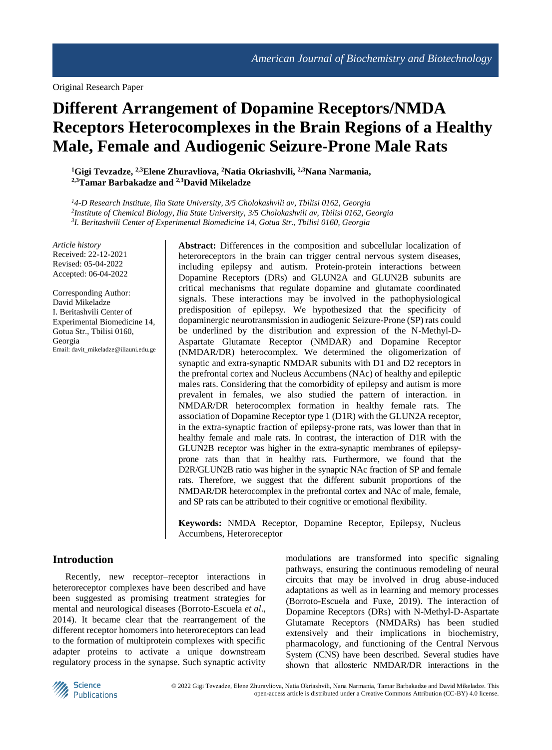Original Research Paper

# Different Arrangement of Dopamine Receptors/NMDA Receptors Heterocomplexes in the Brain Regions of a Healthy Male, Female and Audiogenic Seizure-Prone Male Rats

**[1]Gigi Tevzadze, [2,3]Elene Zhuravliova, [2]Natia Okriashvili, [2,3]Nana Narmania, [2,3]Tamar Barbakadze and [2,3]David Mikeladze**

*[1]4-D Research Institute, Ilia State University, 3/5 Cholokashvili av, Tbilisi 0162, Georgia*
*[2]Institute of Chemical Biology, Ilia State University, 3/5 Cholokashvili av, Tbilisi 0162, Georgia*
*[3]I. Beritashvili Center of Experimental Biomedicine 14, Gotua Str., Tbilisi 0160, Georgia*

*Article history*
Received: 22-12-2021
Revised: 05-04-2022
Accepted: 06-04-2022

Corresponding Author:
David Mikeladze
I. Beritashvili Center of Experimental Biomedicine 14, Gotua Str., Tbilisi 0160, Georgia
Email: davit_mikeladze@iliauni.edu.ge

**Abstract:** Differences in the composition and subcellular localization of heteroreceptors in the brain can trigger central nervous system diseases, including epilepsy and autism. Protein-protein interactions between Dopamine Receptors (DRs) and GLUN2A and GLUN2B subunits are critical mechanisms that regulate dopamine and glutamate coordinated signals. These interactions may be involved in the pathophysiological predisposition of epilepsy. We hypothesized that the specificity of dopaminergic neurotransmission in audiogenic Seizure-Prone (SP) rats could be underlined by the distribution and expression of the N-Methyl-D-Aspartate Glutamate Receptor (NMDAR) and Dopamine Receptor (NMDAR/DR) heterocomplex. We determined the oligomerization of synaptic and extra-synaptic NMDAR subunits with D1 and D2 receptors in the prefrontal cortex and Nucleus Accumbens (NAc) of healthy and epileptic males rats. Considering that the comorbidity of epilepsy and autism is more prevalent in females, we also studied the pattern of interaction. in NMDAR/DR heterocomplex formation in healthy female rats. The association of Dopamine Receptor type 1 (D1R) with the GLUN2A receptor, in the extra-synaptic fraction of epilepsy-prone rats, was lower than that in healthy female and male rats. In contrast, the interaction of D1R with the GLUN2B receptor was higher in the extra-synaptic membranes of epilepsy-prone rats than that in healthy rats. Furthermore, we found that the D2R/GLUN2B ratio was higher in the synaptic NAc fraction of SP and female rats. Therefore, we suggest that the different subunit proportions of the NMDAR/DR heterocomplex in the prefrontal cortex and NAc of male, female, and SP rats can be attributed to their cognitive or emotional flexibility.

**Keywords:** NMDA Receptor, Dopamine Receptor, Epilepsy, Nucleus Accumbens, Heteroreceptor

## Introduction

Recently, new receptor–receptor interactions in heteroreceptor complexes have been described and have been suggested as promising treatment strategies for mental and neurological diseases (Borroto-Escuela *et al*., 2014). It became clear that the rearrangement of the different receptor homomers into heteroreceptors can lead to the formation of multiprotein complexes with specific adapter proteins to activate a unique downstream regulatory process in the synapse. Such synaptic activity modulations are transformed into specific signaling pathways, ensuring the continuous remodeling of neural circuits that may be involved in drug abuse-induced adaptations as well as in learning and memory processes (Borroto-Escuela and Fuxe, 2019). The interaction of Dopamine Receptors (DRs) with N-Methyl-D-Aspartate Glutamate Receptors (NMDARs) has been studied extensively and their implications in biochemistry, pharmacology, and functioning of the Central Nervous System (CNS) have been described. Several studies have shown that allosteric NMDAR/DR interactions in the

© 2022 Gigi Tevzadze, Elene Zhuravliova, Natia Okriashvili, Nana Narmania, Tamar Barbakadze and David Mikeladze. This open-access article is distributed under a Creative Commons Attribution (CC-BY) 4.0 license.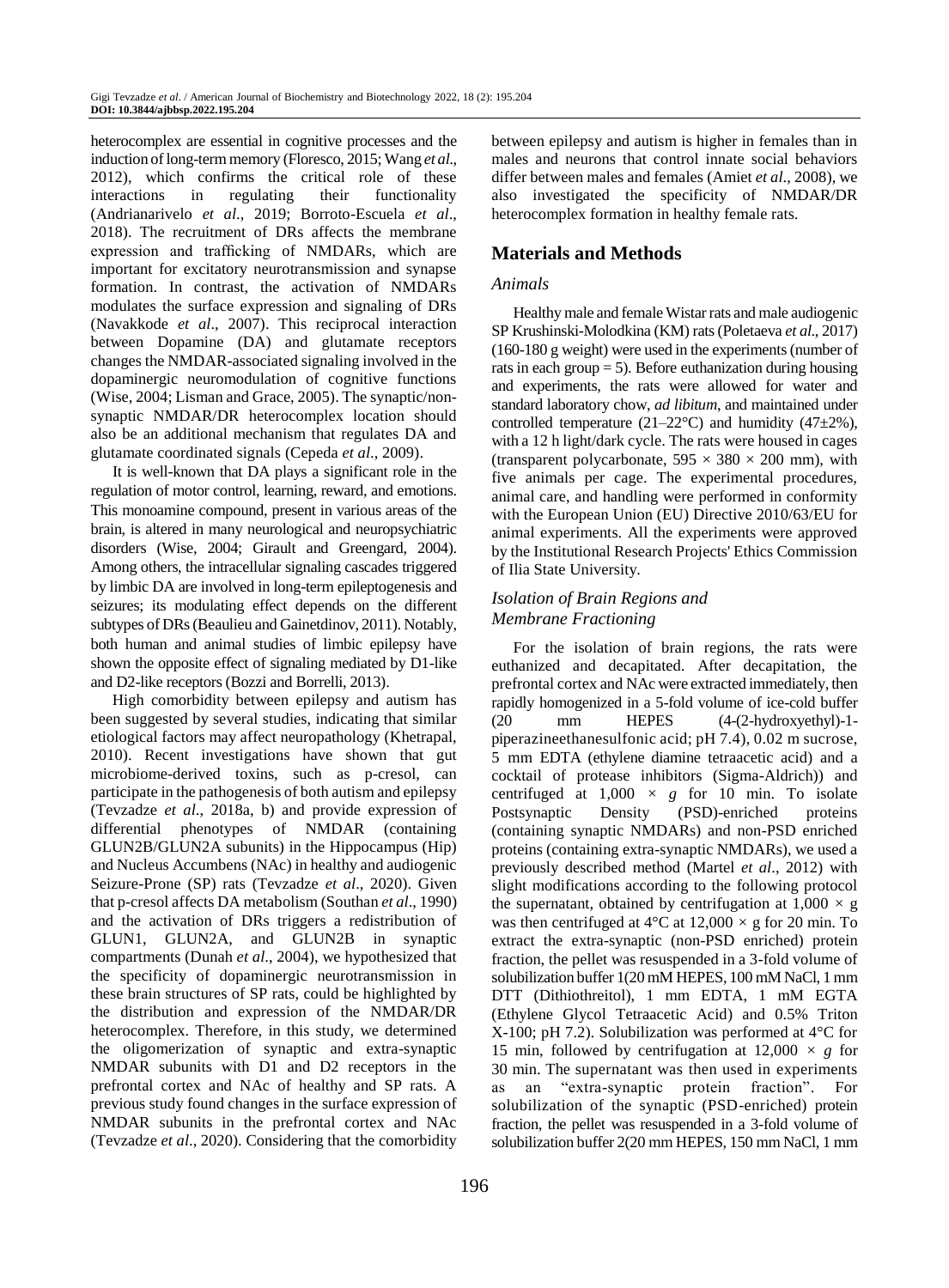heterocomplex are essential in cognitive processes and the induction of long-term memory (Floresco, 2015; Wang *et al*., 2012), which confirms the critical role of these interactions in regulating their functionality (Andrianarivelo *et al*., 2019; Borroto-Escuela *et al*., 2018). The recruitment of DRs affects the membrane expression and trafficking of NMDARs, which are important for excitatory neurotransmission and synapse formation. In contrast, the activation of NMDARs modulates the surface expression and signaling of DRs (Navakkode *et al*., 2007). This reciprocal interaction between Dopamine (DA) and glutamate receptors changes the NMDAR-associated signaling involved in the dopaminergic neuromodulation of cognitive functions (Wise, 2004; Lisman and Grace, 2005). The synaptic/non-synaptic NMDAR/DR heterocomplex location should also be an additional mechanism that regulates DA and glutamate coordinated signals (Cepeda *et al*., 2009).

It is well-known that DA plays a significant role in the regulation of motor control, learning, reward, and emotions. This monoamine compound, present in various areas of the brain, is altered in many neurological and neuropsychiatric disorders (Wise, 2004; Girault and Greengard, 2004). Among others, the intracellular signaling cascades triggered by limbic DA are involved in long-term epileptogenesis and seizures; its modulating effect depends on the different subtypes of DRs (Beaulieu and Gainetdinov, 2011). Notably, both human and animal studies of limbic epilepsy have shown the opposite effect of signaling mediated by D1-like and D2-like receptors (Bozzi and Borrelli, 2013).

High comorbidity between epilepsy and autism has been suggested by several studies, indicating that similar etiological factors may affect neuropathology (Khetrapal, 2010). Recent investigations have shown that gut microbiome-derived toxins, such as p-cresol, can participate in the pathogenesis of both autism and epilepsy (Tevzadze *et al*., 2018a, b) and provide expression of differential phenotypes of NMDAR (containing GLUN2B/GLUN2A subunits) in the Hippocampus (Hip) and Nucleus Accumbens (NAc) in healthy and audiogenic Seizure-Prone (SP) rats (Tevzadze *et al*., 2020). Given that p-cresol affects DA metabolism (Southan *et al*., 1990) and the activation of DRs triggers a redistribution of GLUN1, GLUN2A, and GLUN2B in synaptic compartments (Dunah *et al*., 2004), we hypothesized that the specificity of dopaminergic neurotransmission in these brain structures of SP rats, could be highlighted by the distribution and expression of the NMDAR/DR heterocomplex. Therefore, in this study, we determined the oligomerization of synaptic and extra-synaptic NMDAR subunits with D1 and D2 receptors in the prefrontal cortex and NAc of healthy and SP rats. A previous study found changes in the surface expression of NMDAR subunits in the prefrontal cortex and NAc (Tevzadze *et al*., 2020). Considering that the comorbidity between epilepsy and autism is higher in females than in males and neurons that control innate social behaviors differ between males and females (Amiet *et al*., 2008), we also investigated the specificity of NMDAR/DR heterocomplex formation in healthy female rats.

## Materials and Methods

### *Animals*

Healthy male and female Wistar rats and male audiogenic SP Krushinski-Molodkina (KM) rats (Poletaeva *et al*., 2017) (160-180 g weight) were used in the experiments (number of rats in each group = 5). Before euthanization during housing and experiments, the rats were allowed for water and standard laboratory chow, *ad libitum*, and maintained under controlled temperature (21–22°C) and humidity (47±2%), with a 12 h light/dark cycle. The rats were housed in cages (transparent polycarbonate, 595 × 380 × 200 mm), with five animals per cage. The experimental procedures, animal care, and handling were performed in conformity with the European Union (EU) Directive 2010/63/EU for animal experiments. All the experiments were approved by the Institutional Research Projects' Ethics Commission of Ilia State University.

### *Isolation of Brain Regions and Membrane Fractioning*

For the isolation of brain regions, the rats were euthanized and decapitated. After decapitation, the prefrontal cortex and NAc were extracted immediately, then rapidly homogenized in a 5-fold volume of ice-cold buffer (20 mm HEPES (4-(2-hydroxyethyl)-1-piperazineethanesulfonic acid; pH 7.4), 0.02 m sucrose, 5 mm EDTA (ethylene diamine tetraacetic acid) and a cocktail of protease inhibitors (Sigma-Aldrich)) and centrifuged at 1,000 × *g* for 10 min. To isolate Postsynaptic Density (PSD)-enriched proteins (containing synaptic NMDARs) and non-PSD enriched proteins (containing extra-synaptic NMDARs), we used a previously described method (Martel *et al*., 2012) with slight modifications according to the following protocol the supernatant, obtained by centrifugation at 1,000 × g was then centrifuged at 4°C at 12,000 × g for 20 min. To extract the extra-synaptic (non-PSD enriched) protein fraction, the pellet was resuspended in a 3-fold volume of solubilization buffer 1(20 mM HEPES, 100 mM NaCl, 1 mm DTT (Dithiothreitol), 1 mm EDTA, 1 mM EGTA (Ethylene Glycol Tetraacetic Acid) and 0.5% Triton X-100; pH 7.2). Solubilization was performed at 4°C for 15 min, followed by centrifugation at 12,000 × *g* for 30 min. The supernatant was then used in experiments as an "extra-synaptic protein fraction". For solubilization of the synaptic (PSD-enriched) protein fraction, the pellet was resuspended in a 3-fold volume of solubilization buffer 2(20 mm HEPES, 150 mm NaCl, 1 mm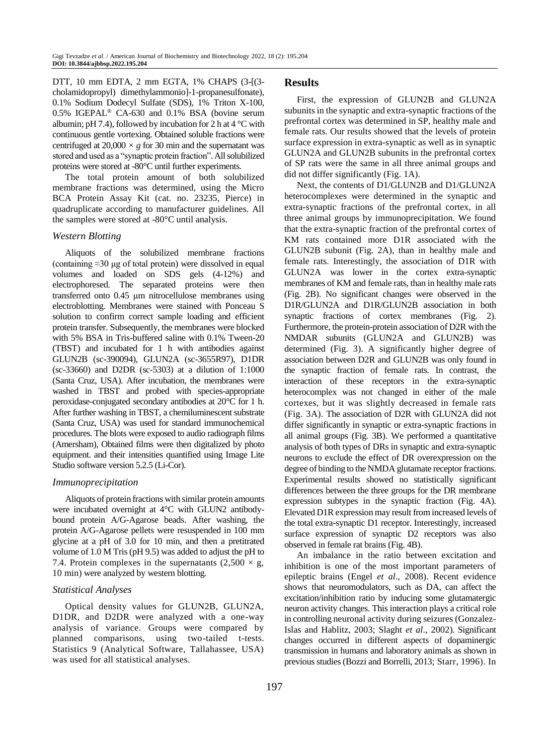DTT, 10 mm EDTA, 2 mm EGTA, 1% CHAPS (3-[(3-cholamidopropyl) dimethylammonio]-1-propanesulfonate), 0.1% Sodium Dodecyl Sulfate (SDS), 1% Triton X-100, 0.5% IGEPAL® CA-630 and 0.1% BSA (bovine serum albumin; pH 7.4), followed by incubation for 2 h at 4 °C with continuous gentle vortexing. Obtained soluble fractions were centrifuged at 20,000 × *g* for 30 min and the supernatant was stored and used as a "synaptic protein fraction". All solubilized proteins were stored at -80°C until further experiments.

The total protein amount of both solubilized membrane fractions was determined, using the Micro BCA Protein Assay Kit (cat. no. 23235, Pierce) in quadruplicate according to manufacturer guidelines. All the samples were stored at -80°C until analysis.

### *Western Blotting*

Aliquots of the solubilized membrane fractions (containing ≈30 μg of total protein) were dissolved in equal volumes and loaded on SDS gels (4-12%) and electrophoresed. The separated proteins were then transferred onto 0.45 μm nitrocellulose membranes using electroblotting. Membranes were stained with Ponceau S solution to confirm correct sample loading and efficient protein transfer. Subsequently, the membranes were blocked with 5% BSA in Tris-buffered saline with 0.1% Tween-20 (TBST) and incubated for 1 h with antibodies against GLUN2B (sc-390094), GLUN2A (sc-3655R97), D1DR (sc-33660) and D2DR (sc-5303) at a dilution of 1:1000 (Santa Cruz, USA). After incubation, the membranes were washed in TBST and probed with species-appropriate peroxidase-conjugated secondary antibodies at 20°C for 1 h. After further washing in TBST, a chemiluminescent substrate (Santa Cruz, USA) was used for standard immunochemical procedures. The blots were exposed to audio radiograph films (Amersham), Obtained films were then digitalized by photo equipment. and their intensities quantified using Image Lite Studio software version 5.2.5 (Li-Cor).

### *Immunoprecipitation*

Aliquots of protein fractions with similar protein amounts were incubated overnight at 4°C with GLUN2 antibody-bound protein A/G-Agarose beads. After washing, the protein A/G-Agarose pellets were resuspended in 100 mm glycine at a pH of 3.0 for 10 min, and then a pretitrated volume of 1.0 M Tris (pH 9.5) was added to adjust the pH to 7.4. Protein complexes in the supernatants (2,500 × g, 10 min) were analyzed by western blotting.

### *Statistical Analyses*

Optical density values for GLUN2B, GLUN2A, D1DR, and D2DR were analyzed with a one-way analysis of variance. Groups were compared by planned comparisons, using two-tailed t-tests. Statistics 9 (Analytical Software, Tallahassee, USA) was used for all statistical analyses.

## **Results**

First, the expression of GLUN2B and GLUN2A subunits in the synaptic and extra-synaptic fractions of the prefrontal cortex was determined in SP, healthy male and female rats. Our results showed that the levels of protein surface expression in extra-synaptic as well as in synaptic GLUN2A and GLUN2B subunits in the prefrontal cortex of SP rats were the same in all three animal groups and did not differ significantly (Fig. 1A).

Next, the contents of D1/GLUN2B and D1/GLUN2A heterocomplexes were determined in the synaptic and extra-synaptic fractions of the prefrontal cortex, in all three animal groups by immunoprecipitation. We found that the extra-synaptic fraction of the prefrontal cortex of KM rats contained more D1R associated with the GLUN2B subunit (Fig. 2A), than in healthy male and female rats. Interestingly, the association of D1R with GLUN2A was lower in the cortex extra-synaptic membranes of KM and female rats, than in healthy male rats (Fig. 2B). No significant changes were observed in the D1R/GLUN2A and D1R/GLUN2B association in both synaptic fractions of cortex membranes (Fig. 2). Furthermore, the protein-protein association of D2R with the NMDAR subunits (GLUN2A and GLUN2B) was determined (Fig. 3). A significantly higher degree of association between D2R and GLUN2B was only found in the synaptic fraction of female rats. In contrast, the interaction of these receptors in the extra-synaptic heterocomplex was not changed in either of the male cortexes, but it was slightly decreased in female rats (Fig. 3A). The association of D2R with GLUN2A did not differ significantly in synaptic or extra-synaptic fractions in all animal groups (Fig. 3B). We performed a quantitative analysis of both types of DRs in synaptic and extra-synaptic neurons to exclude the effect of DR overexpression on the degree of binding to the NMDA glutamate receptor fractions. Experimental results showed no statistically significant differences between the three groups for the DR membrane expression subtypes in the synaptic fraction (Fig. 4A). Elevated D1R expression may result from increased levels of the total extra-synaptic D1 receptor. Interestingly, increased surface expression of synaptic D2 receptors was also observed in female rat brains (Fig. 4B).

An imbalance in the ratio between excitation and inhibition is one of the most important parameters of epileptic brains (Engel *et al*., 2008). Recent evidence shows that neuromodulators, such as DA, can affect the excitation/inhibition ratio by inducing some glutamatergic neuron activity changes. This interaction plays a critical role in controlling neuronal activity during seizures (Gonzalez-Islas and Hablitz, 2003; Slaght *et al*., 2002). Significant changes occurred in different aspects of dopaminergic transmission in humans and laboratory animals as shown in previous studies (Bozzi and Borrelli, 2013; Starr, 1996). In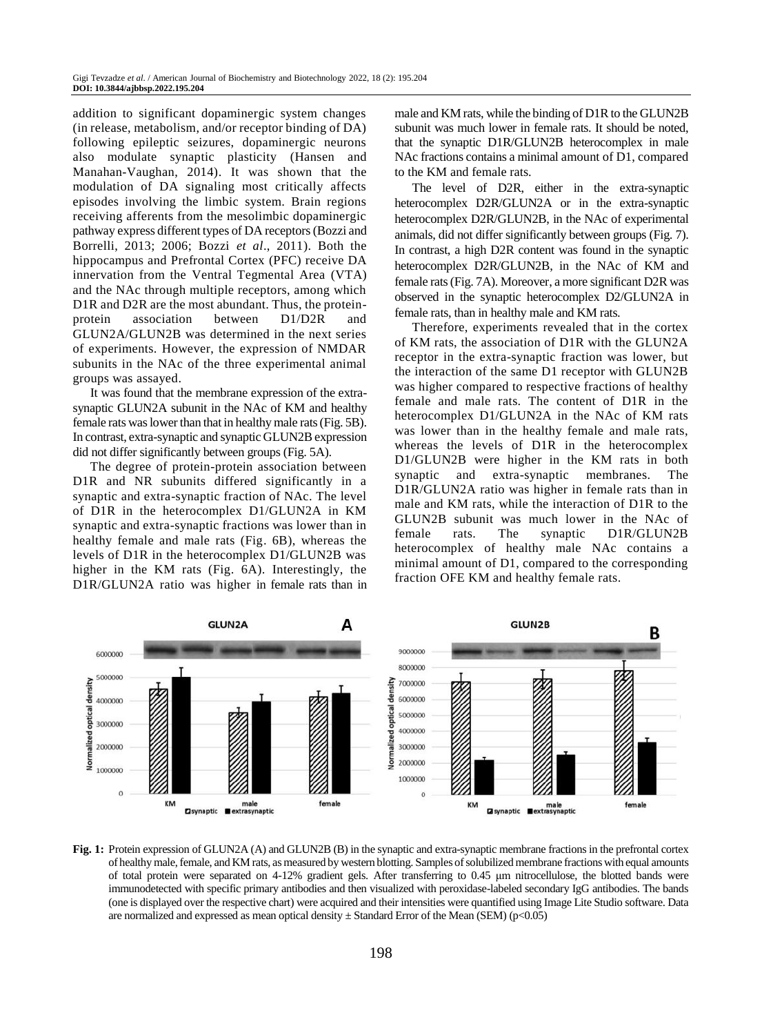addition to significant dopaminergic system changes (in release, metabolism, and/or receptor binding of DA) following epileptic seizures, dopaminergic neurons also modulate synaptic plasticity (Hansen and Manahan-Vaughan, 2014). It was shown that the modulation of DA signaling most critically affects episodes involving the limbic system. Brain regions receiving afferents from the mesolimbic dopaminergic pathway express different types of DA receptors (Bozzi and Borrelli, 2013; 2006; Bozzi *et al*., 2011). Both the hippocampus and Prefrontal Cortex (PFC) receive DA innervation from the Ventral Tegmental Area (VTA) and the NAc through multiple receptors, among which D1R and D2R are the most abundant. Thus, the protein-protein association between D1/D2R and GLUN2A/GLUN2B was determined in the next series of experiments. However, the expression of NMDAR subunits in the NAc of the three experimental animal groups was assayed.

It was found that the membrane expression of the extra-synaptic GLUN2A subunit in the NAc of KM and healthy female rats was lower than that in healthy male rats (Fig. 5B). In contrast, extra-synaptic and synaptic GLUN2B expression did not differ significantly between groups (Fig. 5A).

The degree of protein-protein association between D1R and NR subunits differed significantly in a synaptic and extra-synaptic fraction of NAc. The level of D1R in the heterocomplex D1/GLUN2A in KM synaptic and extra-synaptic fractions was lower than in healthy female and male rats (Fig. 6B), whereas the levels of D1R in the heterocomplex D1/GLUN2B was higher in the KM rats (Fig. 6A). Interestingly, the D1R/GLUN2A ratio was higher in female rats than in male and KM rats, while the binding of D1R to the GLUN2B subunit was much lower in female rats. It should be noted, that the synaptic D1R/GLUN2B heterocomplex in male NAc fractions contains a minimal amount of D1, compared to the KM and female rats.

The level of D2R, either in the extra-synaptic heterocomplex D2R/GLUN2A or in the extra-synaptic heterocomplex D2R/GLUN2B, in the NAc of experimental animals, did not differ significantly between groups (Fig. 7). In contrast, a high D2R content was found in the synaptic heterocomplex D2R/GLUN2B, in the NAc of KM and female rats (Fig. 7A). Moreover, a more significant D2R was observed in the synaptic heterocomplex D2/GLUN2A in female rats, than in healthy male and KM rats.

Therefore, experiments revealed that in the cortex of KM rats, the association of D1R with the GLUN2A receptor in the extra-synaptic fraction was lower, but the interaction of the same D1 receptor with GLUN2B was higher compared to respective fractions of healthy female and male rats. The content of D1R in the heterocomplex D1/GLUN2A in the NAc of KM rats was lower than in the healthy female and male rats, whereas the levels of D1R in the heterocomplex D1/GLUN2B were higher in the KM rats in both synaptic and extra-synaptic membranes. The D1R/GLUN2A ratio was higher in female rats than in male and KM rats, while the interaction of D1R to the GLUN2B subunit was much lower in the NAc of female rats. The synaptic D1R/GLUN2B heterocomplex of healthy male NAc contains a minimal amount of D1, compared to the corresponding fraction OFE KM and healthy female rats.

**Fig. 1:** Protein expression of GLUN2A (A) and GLUN2B (B) in the synaptic and extra-synaptic membrane fractions in the prefrontal cortex of healthy male, female, and KM rats, as measured by western blotting. Samples of solubilized membrane fractions with equal amounts of total protein were separated on 4-12% gradient gels. After transferring to 0.45 μm nitrocellulose, the blotted bands were immunodetected with specific primary antibodies and then visualized with peroxidase-labeled secondary IgG antibodies. The bands (one is displayed over the respective chart) were acquired and their intensities were quantified using Image Lite Studio software. Data are normalized and expressed as mean optical density ± Standard Error of the Mean (SEM) ($p<0.05$)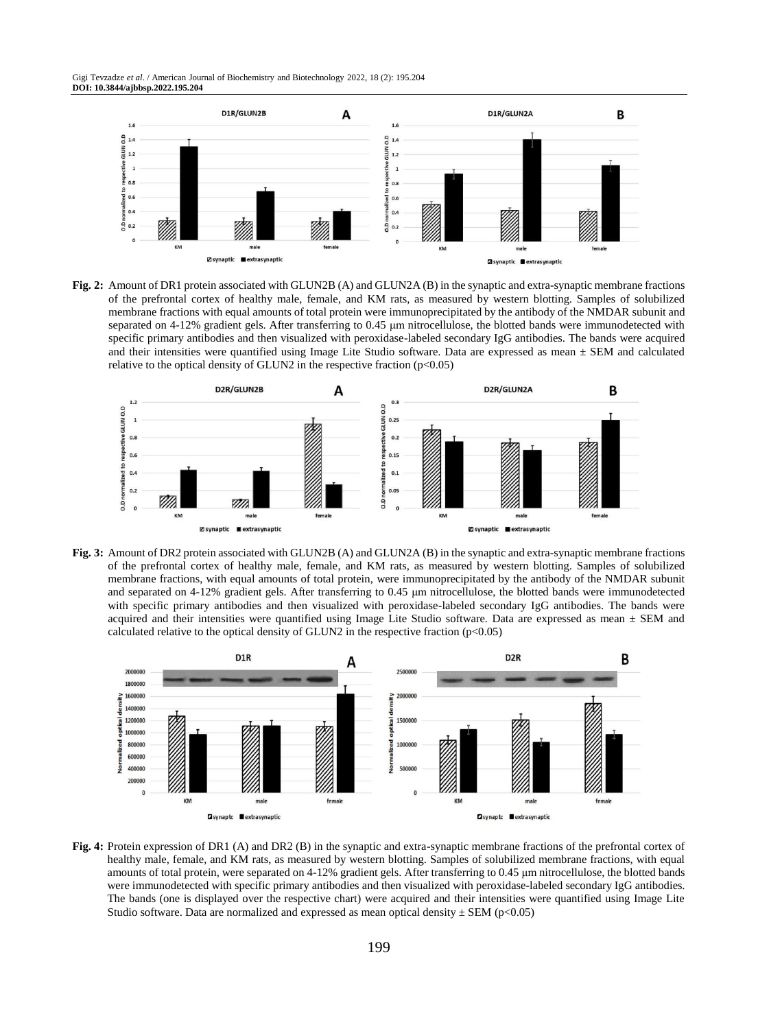**Fig. 2:** Amount of DR1 protein associated with GLUN2B (A) and GLUN2A (B) in the synaptic and extra-synaptic membrane fractions of the prefrontal cortex of healthy male, female, and KM rats, as measured by western blotting. Samples of solubilized membrane fractions with equal amounts of total protein were immunoprecipitated by the antibody of the NMDAR subunit and separated on 4-12% gradient gels. After transferring to 0.45 μm nitrocellulose, the blotted bands were immunodetected with specific primary antibodies and then visualized with peroxidase-labeled secondary IgG antibodies. The bands were acquired and their intensities were quantified using Image Lite Studio software. Data are expressed as mean ± SEM and calculated relative to the optical density of GLUN2 in the respective fraction ($p<0.05$)

**Fig. 3:** Amount of DR2 protein associated with GLUN2B (A) and GLUN2A (B) in the synaptic and extra-synaptic membrane fractions of the prefrontal cortex of healthy male, female, and KM rats, as measured by western blotting. Samples of solubilized membrane fractions, with equal amounts of total protein, were immunoprecipitated by the antibody of the NMDAR subunit and separated on 4-12% gradient gels. After transferring to 0.45 μm nitrocellulose, the blotted bands were immunodetected with specific primary antibodies and then visualized with peroxidase-labeled secondary IgG antibodies. The bands were acquired and their intensities were quantified using Image Lite Studio software. Data are expressed as mean ± SEM and calculated relative to the optical density of GLUN2 in the respective fraction ($p<0.05$)

**Fig. 4:** Protein expression of DR1 (A) and DR2 (B) in the synaptic and extra-synaptic membrane fractions of the prefrontal cortex of healthy male, female, and KM rats, as measured by western blotting. Samples of solubilized membrane fractions, with equal amounts of total protein, were separated on 4-12% gradient gels. After transferring to 0.45 μm nitrocellulose, the blotted bands were immunodetected with specific primary antibodies and then visualized with peroxidase-labeled secondary IgG antibodies. The bands (one is displayed over the respective chart) were acquired and their intensities were quantified using Image Lite Studio software. Data are normalized and expressed as mean optical density ± SEM ($p<0.05$)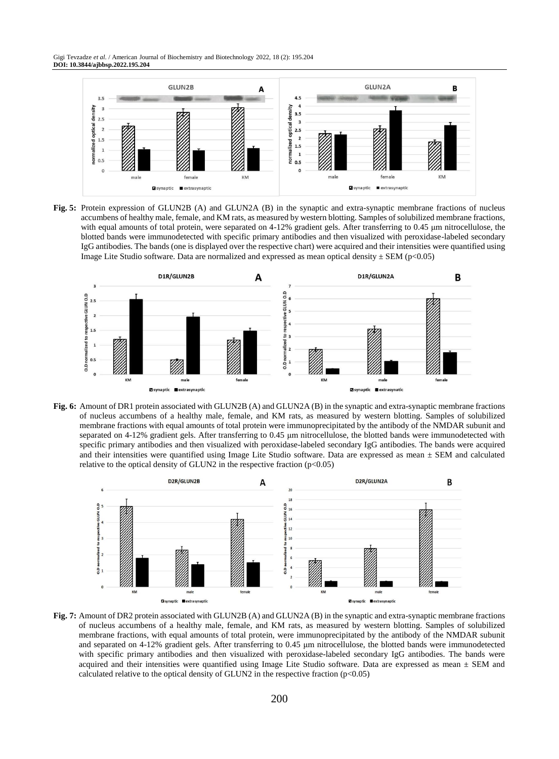**Fig. 5:** Protein expression of GLUN2B (A) and GLUN2A (B) in the synaptic and extra-synaptic membrane fractions of nucleus accumbens of healthy male, female, and KM rats, as measured by western blotting. Samples of solubilized membrane fractions, with equal amounts of total protein, were separated on 4-12% gradient gels. After transferring to 0.45 μm nitrocellulose, the blotted bands were immunodetected with specific primary antibodies and then visualized with peroxidase-labeled secondary IgG antibodies. The bands (one is displayed over the respective chart) were acquired and their intensities were quantified using Image Lite Studio software. Data are normalized and expressed as mean optical density ± SEM ($p<0.05$)

**Fig. 6:** Amount of DR1 protein associated with GLUN2B (A) and GLUN2A (B) in the synaptic and extra-synaptic membrane fractions of nucleus accumbens of a healthy male, female, and KM rats, as measured by western blotting. Samples of solubilized membrane fractions with equal amounts of total protein were immunoprecipitated by the antibody of the NMDAR subunit and separated on 4-12% gradient gels. After transferring to 0.45 μm nitrocellulose, the blotted bands were immunodetected with specific primary antibodies and then visualized with peroxidase-labeled secondary IgG antibodies. The bands were acquired and their intensities were quantified using Image Lite Studio software. Data are expressed as mean ± SEM and calculated relative to the optical density of GLUN2 in the respective fraction ($p<0.05$)

**Fig. 7:** Amount of DR2 protein associated with GLUN2B (A) and GLUN2A (B) in the synaptic and extra-synaptic membrane fractions of nucleus accumbens of a healthy male, female, and KM rats, as measured by western blotting. Samples of solubilized membrane fractions, with equal amounts of total protein, were immunoprecipitated by the antibody of the NMDAR subunit and separated on 4-12% gradient gels. After transferring to 0.45 μm nitrocellulose, the blotted bands were immunodetected with specific primary antibodies and then visualized with peroxidase-labeled secondary IgG antibodies. The bands were acquired and their intensities were quantified using Image Lite Studio software. Data are expressed as mean ± SEM and calculated relative to the optical density of GLUN2 in the respective fraction ($p<0.05$)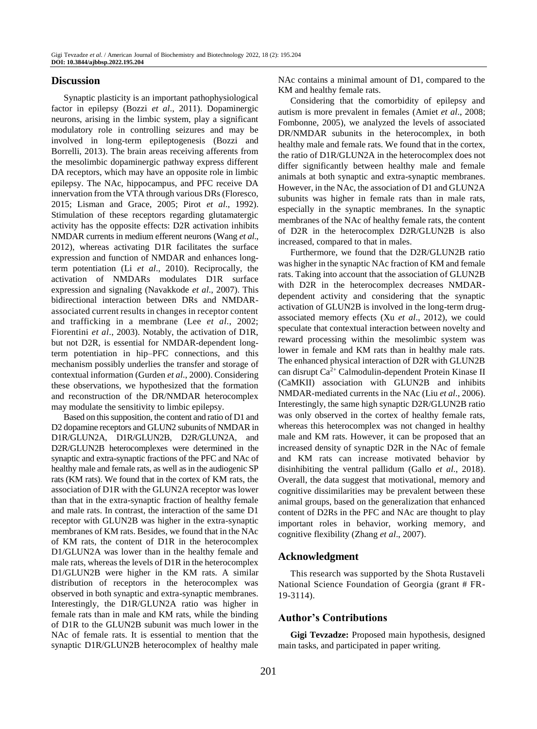## Discussion

Synaptic plasticity is an important pathophysiological factor in epilepsy (Bozzi *et al*., 2011). Dopaminergic neurons, arising in the limbic system, play a significant modulatory role in controlling seizures and may be involved in long-term epileptogenesis (Bozzi and Borrelli, 2013). The brain areas receiving afferents from the mesolimbic dopaminergic pathway express different DA receptors, which may have an opposite role in limbic epilepsy. The NAc, hippocampus, and PFC receive DA innervation from the VTA through various DRs (Floresco, 2015; Lisman and Grace, 2005; Pirot *et al*., 1992). Stimulation of these receptors regarding glutamatergic activity has the opposite effects: D2R activation inhibits NMDAR currents in medium efferent neurons (Wang *et al*., 2012), whereas activating D1R facilitates the surface expression and function of NMDAR and enhances long-term potentiation (Li *et al*., 2010). Reciprocally, the activation of NMDARs modulates D1R surface expression and signaling (Navakkode *et al*., 2007). This bidirectional interaction between DRs and NMDAR-associated current results in changes in receptor content and trafficking in a membrane (Lee *et al*., 2002; Fiorentini *et al*., 2003). Notably, the activation of D1R, but not D2R, is essential for NMDAR-dependent long-term potentiation in hip–PFC connections, and this mechanism possibly underlies the transfer and storage of contextual information (Gurden *et al*., 2000). Considering these observations, we hypothesized that the formation and reconstruction of the DR/NMDAR heterocomplex may modulate the sensitivity to limbic epilepsy.

Based on this supposition, the content and ratio of D1 and D2 dopamine receptors and GLUN2 subunits of NMDAR in D1R/GLUN2A, D1R/GLUN2B, D2R/GLUN2A, and D2R/GLUN2B heterocomplexes were determined in the synaptic and extra-synaptic fractions of the PFC and NAc of healthy male and female rats, as well as in the audiogenic SP rats (KM rats). We found that in the cortex of KM rats, the association of D1R with the GLUN2A receptor was lower than that in the extra-synaptic fraction of healthy female and male rats. In contrast, the interaction of the same D1 receptor with GLUN2B was higher in the extra-synaptic membranes of KM rats. Besides, we found that in the NAc of KM rats, the content of D1R in the heterocomplex D1/GLUN2A was lower than in the healthy female and male rats, whereas the levels of D1R in the heterocomplex D1/GLUN2B were higher in the KM rats. A similar distribution of receptors in the heterocomplex was observed in both synaptic and extra-synaptic membranes. Interestingly, the D1R/GLUN2A ratio was higher in female rats than in male and KM rats, while the binding of D1R to the GLUN2B subunit was much lower in the NAc of female rats. It is essential to mention that the synaptic D1R/GLUN2B heterocomplex of healthy male NAc contains a minimal amount of D1, compared to the KM and healthy female rats.

Considering that the comorbidity of epilepsy and autism is more prevalent in females (Amiet *et al*., 2008; Fombonne, 2005), we analyzed the levels of associated DR/NMDAR subunits in the heterocomplex, in both healthy male and female rats. We found that in the cortex, the ratio of D1R/GLUN2A in the heterocomplex does not differ significantly between healthy male and female animals at both synaptic and extra-synaptic membranes. However, in the NAc, the association of D1 and GLUN2A subunits was higher in female rats than in male rats, especially in the synaptic membranes. In the synaptic membranes of the NAc of healthy female rats, the content of D2R in the heterocomplex D2R/GLUN2B is also increased, compared to that in males.

Furthermore, we found that the D2R/GLUN2B ratio was higher in the synaptic NAc fraction of KM and female rats. Taking into account that the association of GLUN2B with D2R in the heterocomplex decreases NMDAR-dependent activity and considering that the synaptic activation of GLUN2B is involved in the long-term drug-associated memory effects (Xu *et al*., 2012), we could speculate that contextual interaction between novelty and reward processing within the mesolimbic system was lower in female and KM rats than in healthy male rats. The enhanced physical interaction of D2R with GLUN2B can disrupt $Ca^{2+}$ Calmodulin-dependent Protein Kinase II (CaMKII) association with GLUN2B and inhibits NMDAR-mediated currents in the NAc (Liu *et al*., 2006). Interestingly, the same high synaptic D2R/GLUN2B ratio was only observed in the cortex of healthy female rats, whereas this heterocomplex was not changed in healthy male and KM rats. However, it can be proposed that an increased density of synaptic D2R in the NAc of female and KM rats can increase motivated behavior by disinhibiting the ventral pallidum (Gallo *et al*., 2018). Overall, the data suggest that motivational, memory and cognitive dissimilarities may be prevalent between these animal groups, based on the generalization that enhanced content of D2Rs in the PFC and NAc are thought to play important roles in behavior, working memory, and cognitive flexibility (Zhang *et al*., 2007).

## Acknowledgment

This research was supported by the Shota Rustaveli National Science Foundation of Georgia (grant # FR-19-3114).

## Author's Contributions

**Gigi Tevzadze:** Proposed main hypothesis, designed main tasks, and participated in paper writing.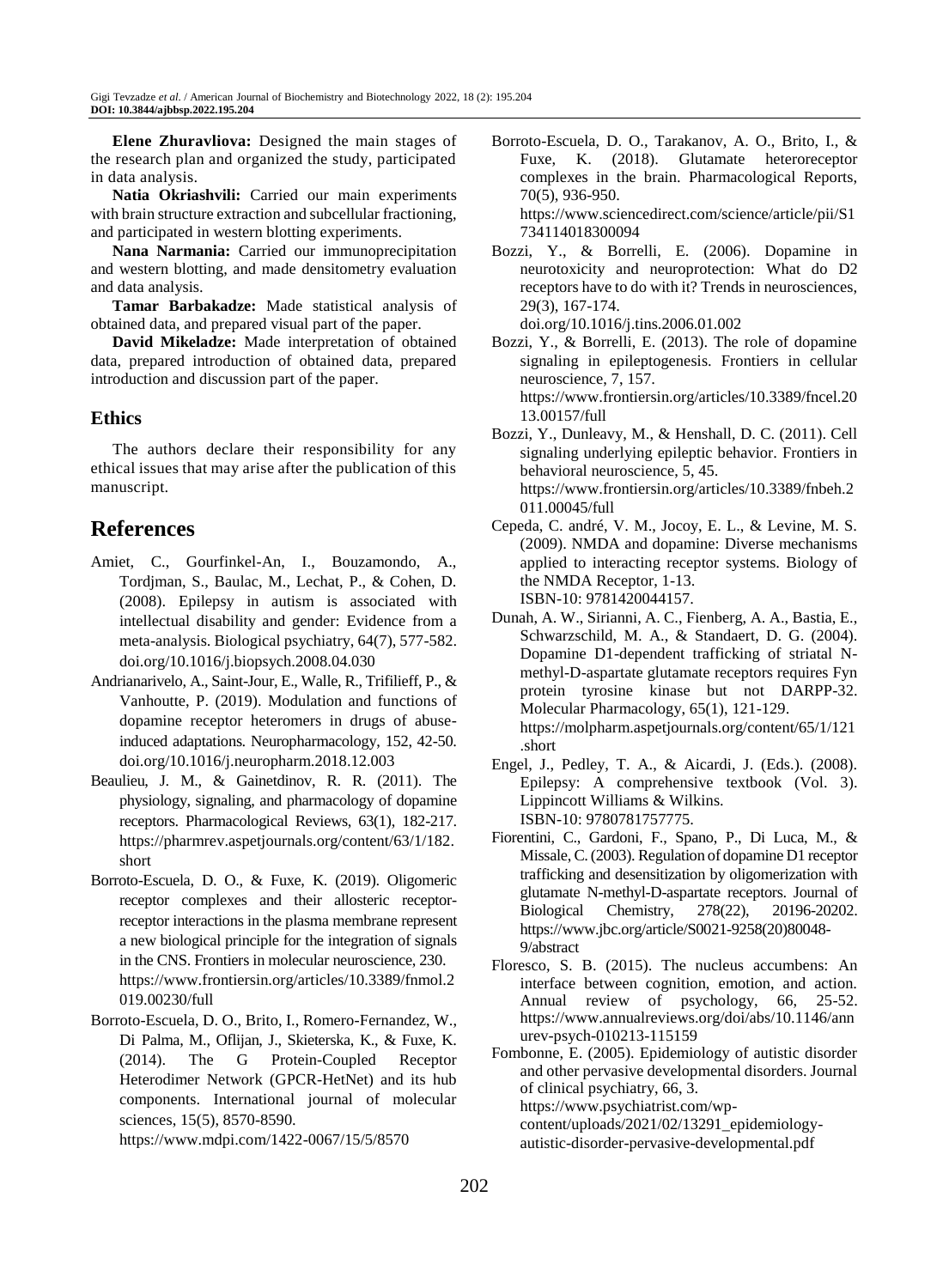**Elene Zhuravliova:** Designed the main stages of the research plan and organized the study, participated in data analysis.

**Natia Okriashvili:** Carried our main experiments with brain structure extraction and subcellular fractioning, and participated in western blotting experiments.

**Nana Narmania:** Carried our immunoprecipitation and western blotting, and made densitometry evaluation and data analysis.

**Tamar Barbakadze:** Made statistical analysis of obtained data, and prepared visual part of the paper.

**David Mikeladze:** Made interpretation of obtained data, prepared introduction of obtained data, prepared introduction and discussion part of the paper.

## Ethics

The authors declare their responsibility for any ethical issues that may arise after the publication of this manuscript.

# References

Amiet, C., Gourfinkel-An, I., Bouzamondo, A., Tordjman, S., Baulac, M., Lechat, P., & Cohen, D. (2008). Epilepsy in autism is associated with intellectual disability and gender: Evidence from a meta-analysis. Biological psychiatry, 64(7), 577-582. doi.org/10.1016/j.biopsych.2008.04.030

Andrianarivelo, A., Saint-Jour, E., Walle, R., Trifilieff, P., & Vanhoutte, P. (2019). Modulation and functions of dopamine receptor heteromers in drugs of abuse-induced adaptations. Neuropharmacology, 152, 42-50. doi.org/10.1016/j.neuropharm.2018.12.003

Beaulieu, J. M., & Gainetdinov, R. R. (2011). The physiology, signaling, and pharmacology of dopamine receptors. Pharmacological Reviews, 63(1), 182-217. https://pharmrev.aspetjournals.org/content/63/1/182.short

Borroto-Escuela, D. O., & Fuxe, K. (2019). Oligomeric receptor complexes and their allosteric receptor-receptor interactions in the plasma membrane represent a new biological principle for the integration of signals in the CNS. Frontiers in molecular neuroscience, 230. https://www.frontiersin.org/articles/10.3389/fnmol.2019.00230/full

Borroto-Escuela, D. O., Brito, I., Romero-Fernandez, W., Di Palma, M., Oflijan, J., Skieterska, K., & Fuxe, K. (2014). The G Protein-Coupled Receptor Heterodimer Network (GPCR-HetNet) and its hub components. International journal of molecular sciences, 15(5), 8570-8590. https://www.mdpi.com/1422-0067/15/5/8570

Borroto-Escuela, D. O., Tarakanov, A. O., Brito, I., & Fuxe, K. (2018). Glutamate heteroreceptor complexes in the brain. Pharmacological Reports, 70(5), 936-950. https://www.sciencedirect.com/science/article/pii/S1734114018300094

Bozzi, Y., & Borrelli, E. (2006). Dopamine in neurotoxicity and neuroprotection: What do D2 receptors have to do with it? Trends in neurosciences, 29(3), 167-174. doi.org/10.1016/j.tins.2006.01.002

Bozzi, Y., & Borrelli, E. (2013). The role of dopamine signaling in epileptogenesis. Frontiers in cellular neuroscience, 7, 157. https://www.frontiersin.org/articles/10.3389/fncel.2013.00157/full

Bozzi, Y., Dunleavy, M., & Henshall, D. C. (2011). Cell signaling underlying epileptic behavior. Frontiers in behavioral neuroscience, 5, 45. https://www.frontiersin.org/articles/10.3389/fnbeh.2011.00045/full

Cepeda, C. andré, V. M., Jocoy, E. L., & Levine, M. S. (2009). NMDA and dopamine: Diverse mechanisms applied to interacting receptor systems. Biology of the NMDA Receptor, 1-13. ISBN-10: 9781420044157.

Dunah, A. W., Sirianni, A. C., Fienberg, A. A., Bastia, E., Schwarzschild, M. A., & Standaert, D. G. (2004). Dopamine D1-dependent trafficking of striatal N-methyl-D-aspartate glutamate receptors requires Fyn protein tyrosine kinase but not DARPP-32. Molecular Pharmacology, 65(1), 121-129. https://molpharm.aspetjournals.org/content/65/1/121.short

Engel, J., Pedley, T. A., & Aicardi, J. (Eds.). (2008). Epilepsy: A comprehensive textbook (Vol. 3). Lippincott Williams & Wilkins. ISBN-10: 9780781757775.

Fiorentini, C., Gardoni, F., Spano, P., Di Luca, M., & Missale, C. (2003). Regulation of dopamine D1 receptor trafficking and desensitization by oligomerization with glutamate N-methyl-D-aspartate receptors. Journal of Biological Chemistry, 278(22), 20196-20202. https://www.jbc.org/article/S0021-9258(20)80048-9/abstract

Floresco, S. B. (2015). The nucleus accumbens: An interface between cognition, emotion, and action. Annual review of psychology, 66, 25-52. https://www.annualreviews.org/doi/abs/10.1146/annurev-psych-010213-115159

Fombonne, E. (2005). Epidemiology of autistic disorder and other pervasive developmental disorders. Journal of clinical psychiatry, 66, 3. https://www.psychiatrist.com/wp-content/uploads/2021/02/13291_epidemiology-autistic-disorder-pervasive-developmental.pdf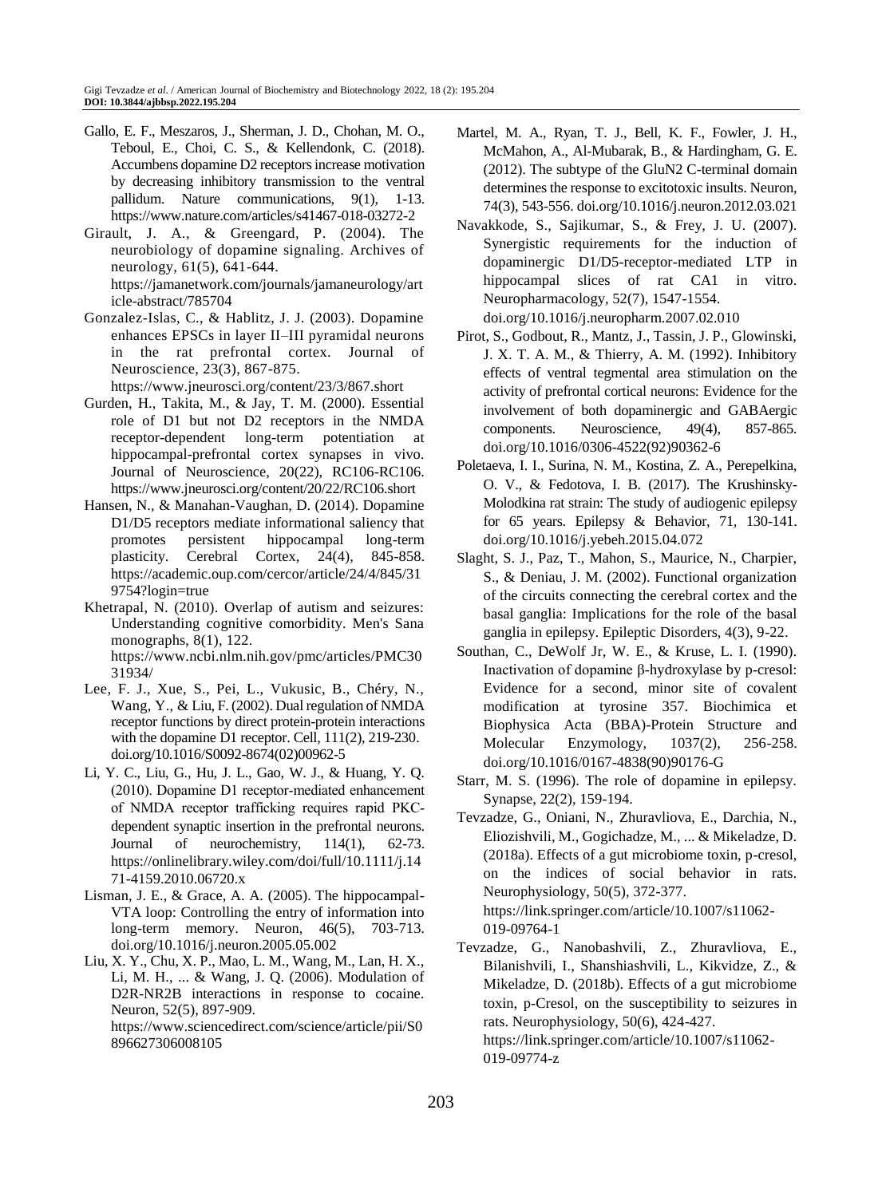Gallo, E. F., Meszaros, J., Sherman, J. D., Chohan, M. O., Teboul, E., Choi, C. S., & Kellendonk, C. (2018). Accumbens dopamine D2 receptors increase motivation by decreasing inhibitory transmission to the ventral pallidum. Nature communications, 9(1), 1-13. https://www.nature.com/articles/s41467-018-03272-2

Girault, J. A., & Greengard, P. (2004). The neurobiology of dopamine signaling. Archives of neurology, 61(5), 641-644. https://jamanetwork.com/journals/jamaneurology/article-abstract/785704

Gonzalez-Islas, C., & Hablitz, J. J. (2003). Dopamine enhances EPSCs in layer II–III pyramidal neurons in the rat prefrontal cortex. Journal of Neuroscience, 23(3), 867-875. https://www.jneurosci.org/content/23/3/867.short

Gurden, H., Takita, M., & Jay, T. M. (2000). Essential role of D1 but not D2 receptors in the NMDA receptor-dependent long-term potentiation at hippocampal-prefrontal cortex synapses in vivo. Journal of Neuroscience, 20(22), RC106-RC106. https://www.jneurosci.org/content/20/22/RC106.short

Hansen, N., & Manahan-Vaughan, D. (2014). Dopamine D1/D5 receptors mediate informational saliency that promotes persistent hippocampal long-term plasticity. Cerebral Cortex, 24(4), 845-858. https://academic.oup.com/cercor/article/24/4/845/319754?login=true

Khetrapal, N. (2010). Overlap of autism and seizures: Understanding cognitive comorbidity. Men's Sana monographs, 8(1), 122. https://www.ncbi.nlm.nih.gov/pmc/articles/PMC3031934/

Lee, F. J., Xue, S., Pei, L., Vukusic, B., Chéry, N., Wang, Y., & Liu, F. (2002). Dual regulation of NMDA receptor functions by direct protein-protein interactions with the dopamine D1 receptor. Cell, 111(2), 219-230. doi.org/10.1016/S0092-8674(02)00962-5

Li, Y. C., Liu, G., Hu, J. L., Gao, W. J., & Huang, Y. Q. (2010). Dopamine D1 receptor-mediated enhancement of NMDA receptor trafficking requires rapid PKC-dependent synaptic insertion in the prefrontal neurons. Journal of neurochemistry, 114(1), 62-73. https://onlinelibrary.wiley.com/doi/full/10.1111/j.1471-4159.2010.06720.x

Lisman, J. E., & Grace, A. A. (2005). The hippocampal-VTA loop: Controlling the entry of information into long-term memory. Neuron, 46(5), 703-713. doi.org/10.1016/j.neuron.2005.05.002

Liu, X. Y., Chu, X. P., Mao, L. M., Wang, M., Lan, H. X., Li, M. H., ... & Wang, J. Q. (2006). Modulation of D2R-NR2B interactions in response to cocaine. Neuron, 52(5), 897-909. https://www.sciencedirect.com/science/article/pii/S0896627306008105

Martel, M. A., Ryan, T. J., Bell, K. F., Fowler, J. H., McMahon, A., Al-Mubarak, B., & Hardingham, G. E. (2012). The subtype of the GluN2 C-terminal domain determines the response to excitotoxic insults. Neuron, 74(3), 543-556. doi.org/10.1016/j.neuron.2012.03.021

Navakkode, S., Sajikumar, S., & Frey, J. U. (2007). Synergistic requirements for the induction of dopaminergic D1/D5-receptor-mediated LTP in hippocampal slices of rat CA1 in vitro. Neuropharmacology, 52(7), 1547-1554. doi.org/10.1016/j.neuropharm.2007.02.010

Pirot, S., Godbout, R., Mantz, J., Tassin, J. P., Glowinski, J. X. T. A. M., & Thierry, A. M. (1992). Inhibitory effects of ventral tegmental area stimulation on the activity of prefrontal cortical neurons: Evidence for the involvement of both dopaminergic and GABAergic components. Neuroscience, 49(4), 857-865. doi.org/10.1016/0306-4522(92)90362-6

Poletaeva, I. I., Surina, N. M., Kostina, Z. A., Perepelkina, O. V., & Fedotova, I. B. (2017). The Krushinsky-Molodkina rat strain: The study of audiogenic epilepsy for 65 years. Epilepsy & Behavior, 71, 130-141. doi.org/10.1016/j.yebeh.2015.04.072

Slaght, S. J., Paz, T., Mahon, S., Maurice, N., Charpier, S., & Deniau, J. M. (2002). Functional organization of the circuits connecting the cerebral cortex and the basal ganglia: Implications for the role of the basal ganglia in epilepsy. Epileptic Disorders, 4(3), 9-22.

Southan, C., DeWolf Jr, W. E., & Kruse, L. I. (1990). Inactivation of dopamine β-hydroxylase by p-cresol: Evidence for a second, minor site of covalent modification at tyrosine 357. Biochimica et Biophysica Acta (BBA)-Protein Structure and Molecular Enzymology, 1037(2), 256-258. doi.org/10.1016/0167-4838(90)90176-G

Starr, M. S. (1996). The role of dopamine in epilepsy. Synapse, 22(2), 159-194.

Tevzadze, G., Oniani, N., Zhuravliova, E., Darchia, N., Eliozishvili, M., Gogichadze, M., ... & Mikeladze, D. (2018a). Effects of a gut microbiome toxin, p-cresol, on the indices of social behavior in rats. Neurophysiology, 50(5), 372-377. https://link.springer.com/article/10.1007/s11062-019-09764-1

Tevzadze, G., Nanobashvili, Z., Zhuravliova, E., Bilanishvili, I., Shanshiashvili, L., Kikvidze, Z., & Mikeladze, D. (2018b). Effects of a gut microbiome toxin, p-Cresol, on the susceptibility to seizures in rats. Neurophysiology, 50(6), 424-427. https://link.springer.com/article/10.1007/s11062-019-09774-z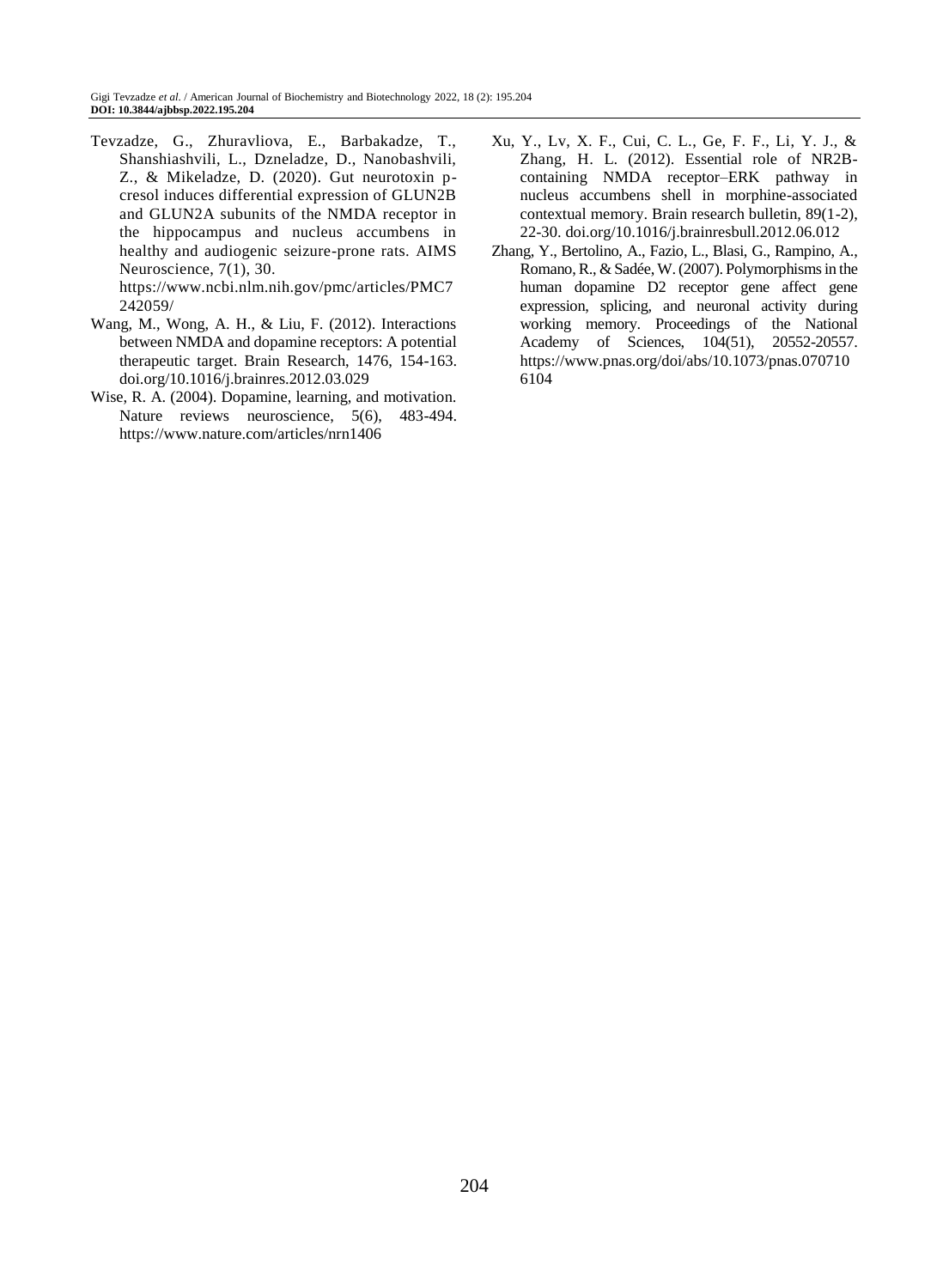Tevzadze, G., Zhuravliova, E., Barbakadze, T., Shanshiashvili, L., Dzneladze, D., Nanobashvili, Z., & Mikeladze, D. (2020). Gut neurotoxin p-cresol induces differential expression of GLUN2B and GLUN2A subunits of the NMDA receptor in the hippocampus and nucleus accumbens in healthy and audiogenic seizure-prone rats. AIMS Neuroscience, 7(1), 30. https://www.ncbi.nlm.nih.gov/pmc/articles/PMC7242059/

Wang, M., Wong, A. H., & Liu, F. (2012). Interactions between NMDA and dopamine receptors: A potential therapeutic target. Brain Research, 1476, 154-163. doi.org/10.1016/j.brainres.2012.03.029

Wise, R. A. (2004). Dopamine, learning, and motivation. Nature reviews neuroscience, 5(6), 483-494. https://www.nature.com/articles/nrn1406

Xu, Y., Lv, X. F., Cui, C. L., Ge, F. F., Li, Y. J., & Zhang, H. L. (2012). Essential role of NR2B-containing NMDA receptor–ERK pathway in nucleus accumbens shell in morphine-associated contextual memory. Brain research bulletin, 89(1-2), 22-30. doi.org/10.1016/j.brainresbull.2012.06.012

Zhang, Y., Bertolino, A., Fazio, L., Blasi, G., Rampino, A., Romano, R., & Sadée, W. (2007). Polymorphisms in the human dopamine D2 receptor gene affect gene expression, splicing, and neuronal activity during working memory. Proceedings of the National Academy of Sciences, 104(51), 20552-20557. https://www.pnas.org/doi/abs/10.1073/pnas.0707106104